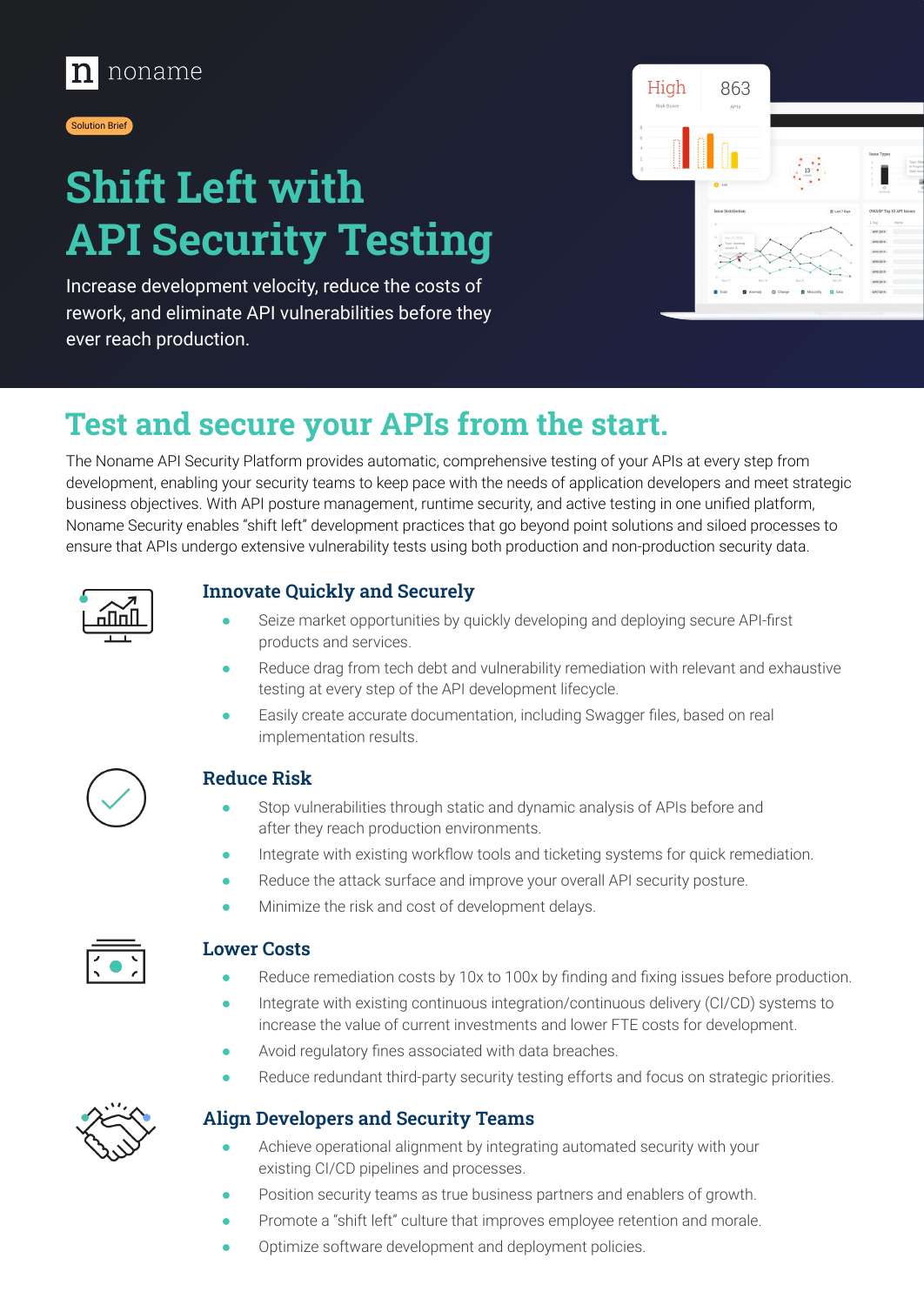noname

Solution Brief

# Shift Left with API Security Testing

Increase development velocity, reduce the costs of rework, and eliminate API vulnerabilities before they ever reach production.

## Test and secure your APIs from the start.

The Noname API Security Platform provides automatic, comprehensive testing of your APIs at every step from development, enabling your security teams to keep pace with the needs of application developers and meet strategic business objectives. With API posture management, runtime security, and active testing in one unified platform, Noname Security enables "shift left" development practices that go beyond point solutions and siloed processes to ensure that APIs undergo extensive vulnerability tests using both production and non-production security data.

### Innovate Quickly and Securely

- Seize market opportunities by quickly developing and deploying secure API-first products and services.
- Reduce drag from tech debt and vulnerability remediation with relevant and exhaustive testing at every step of the API development lifecycle.
- Easily create accurate documentation, including Swagger files, based on real implementation results.

### Reduce Risk

- Stop vulnerabilities through static and dynamic analysis of APIs before and after they reach production environments.
- Integrate with existing workflow tools and ticketing systems for quick remediation.
- Reduce the attack surface and improve your overall API security posture.
- Minimize the risk and cost of development delays.

### Lower Costs

- Reduce remediation costs by 10x to 100x by finding and fixing issues before production.
- Integrate with existing continuous integration/continuous delivery (CI/CD) systems to increase the value of current investments and lower FTE costs for development.
- Avoid regulatory fines associated with data breaches.
- Reduce redundant third-party security testing efforts and focus on strategic priorities.

### Align Developers and Security Teams

- Achieve operational alignment by integrating automated security with your existing CI/CD pipelines and processes.
- Position security teams as true business partners and enablers of growth.
- Promote a "shift left" culture that improves employee retention and morale.
- Optimize software development and deployment policies.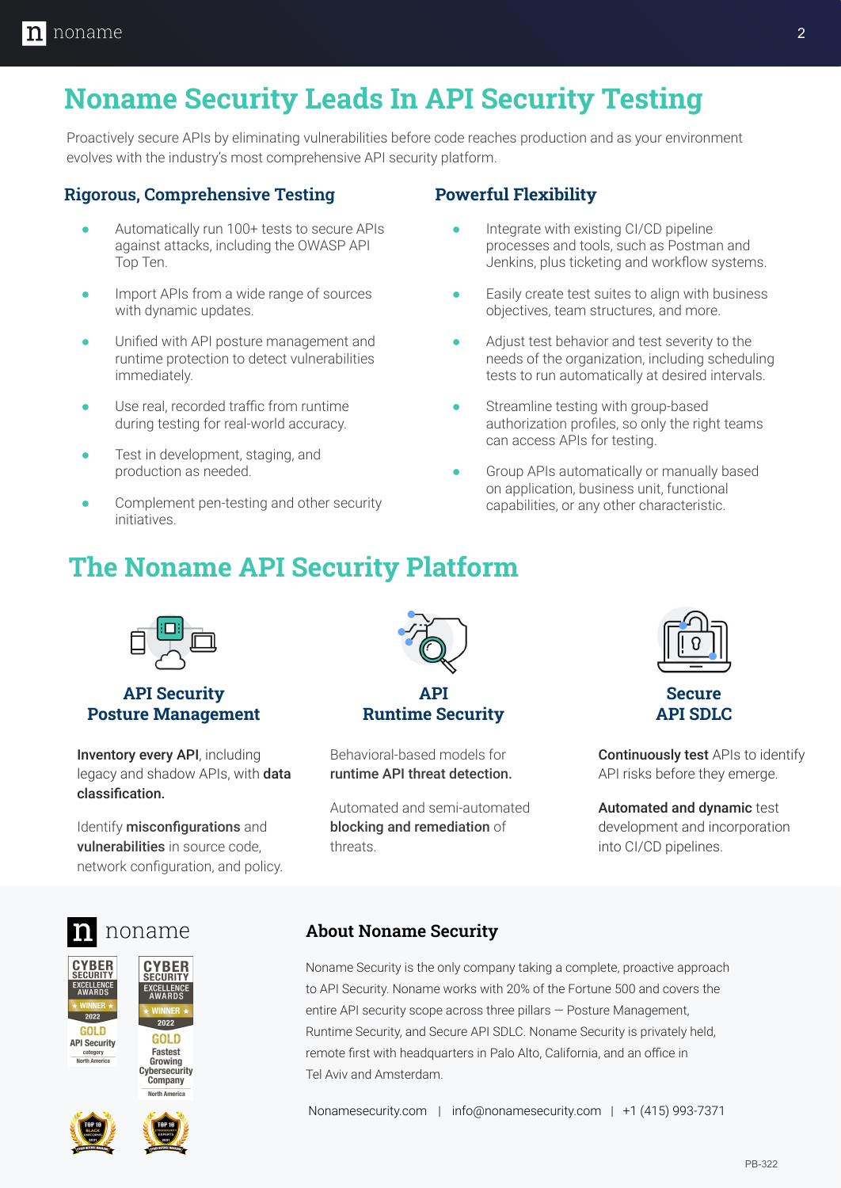# Noname Security Leads In API Security Testing

Proactively secure APIs by eliminating vulnerabilities before code reaches production and as your environment evolves with the industry's most comprehensive API security platform.

## Rigorous, Comprehensive Testing

- Automatically run 100+ tests to secure APIs against attacks, including the OWASP API Top Ten.
- Import APIs from a wide range of sources with dynamic updates.
- Unified with API posture management and runtime protection to detect vulnerabilities immediately.
- Use real, recorded traffic from runtime during testing for real-world accuracy.
- Test in development, staging, and production as needed.
- Complement pen-testing and other security initiatives.

## Powerful Flexibility

- Integrate with existing CI/CD pipeline processes and tools, such as Postman and Jenkins, plus ticketing and workflow systems.
- Easily create test suites to align with business objectives, team structures, and more.
- Adjust test behavior and test severity to the needs of the organization, including scheduling tests to run automatically at desired intervals.
- Streamline testing with group-based authorization profiles, so only the right teams can access APIs for testing.
- Group APIs automatically or manually based on application, business unit, functional capabilities, or any other characteristic.

# The Noname API Security Platform

### API Security Posture Management

**Inventory every API**, including legacy and shadow APIs, with **data classification.**

Identify **misconfigurations** and **vulnerabilities** in source code, network configuration, and policy.

### API Runtime Security

Behavioral-based models for **runtime API threat detection.**

Automated and semi-automated **blocking and remediation** of threats.

### Secure API SDLC

**Continuously test** APIs to identify API risks before they emerge.

**Automated and dynamic** test development and incorporation into CI/CD pipelines.

## About Noname Security

Noname Security is the only company taking a complete, proactive approach to API Security. Noname works with 20% of the Fortune 500 and covers the entire API security scope across three pillars — Posture Management, Runtime Security, and Secure API SDLC. Noname Security is privately held, remote first with headquarters in Palo Alto, California, and an office in Tel Aviv and Amsterdam.

Nonamesecurity.com | info@nonamesecurity.com | +1 (415) 993-7371

PB-322